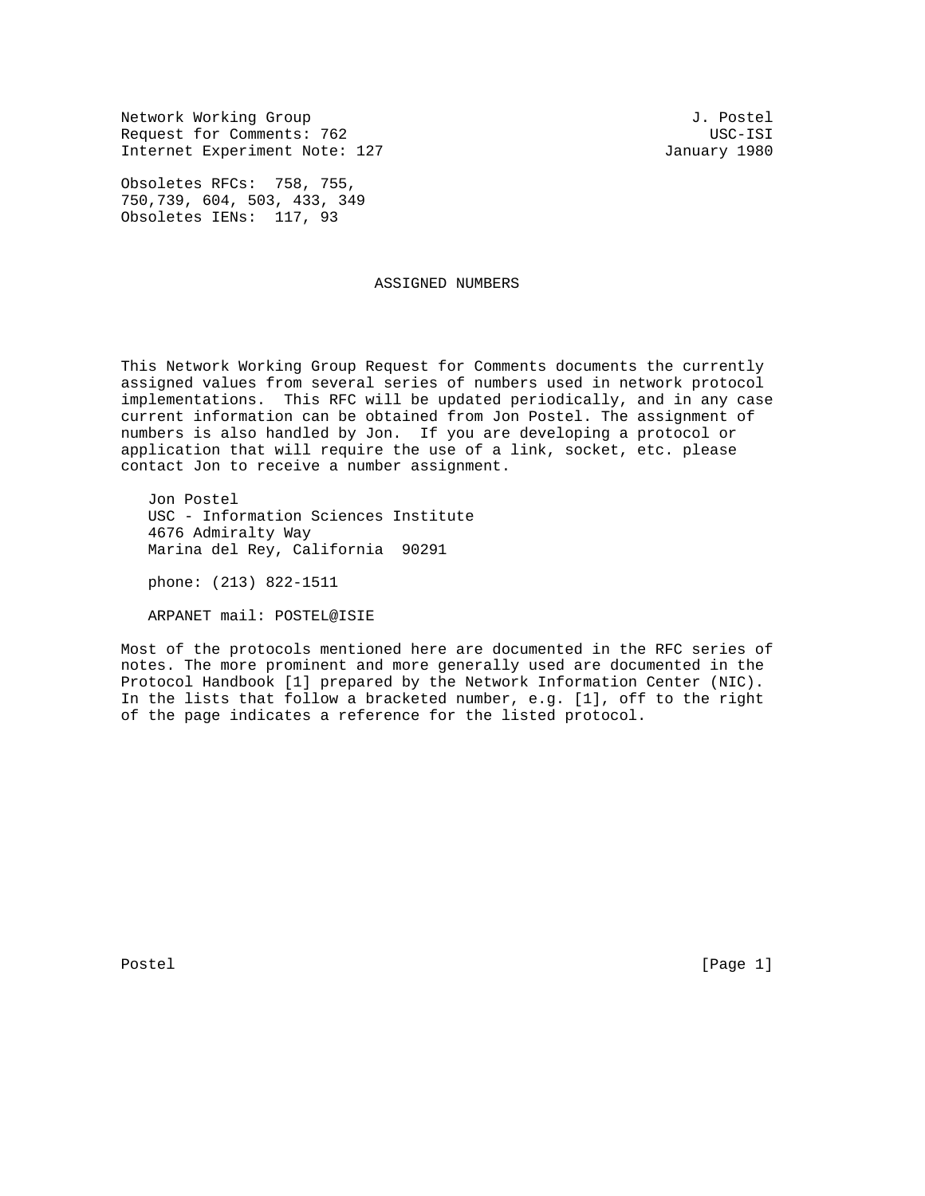Network Working Group J. Postel
Request for Comments: 762 USC-ISI
Internet Experiment Note: 127 January 1980

Obsoletes RFCs: 758, 755, 750,739, 604, 503, 433, 349
Obsoletes IENs: 117, 93

# ASSIGNED NUMBERS

This Network Working Group Request for Comments documents the currently assigned values from several series of numbers used in network protocol implementations. This RFC will be updated periodically, and in any case current information can be obtained from Jon Postel. The assignment of numbers is also handled by Jon. If you are developing a protocol or application that will require the use of a link, socket, etc. please contact Jon to receive a number assignment.

Jon Postel
USC - Information Sciences Institute
4676 Admiralty Way
Marina del Rey, California 90291

phone: (213) 822-1511

ARPANET mail: POSTEL@ISIE

Most of the protocols mentioned here are documented in the RFC series of notes. The more prominent and more generally used are documented in the Protocol Handbook [1] prepared by the Network Information Center (NIC). In the lists that follow a bracketed number, e.g. [1], off to the right of the page indicates a reference for the listed protocol.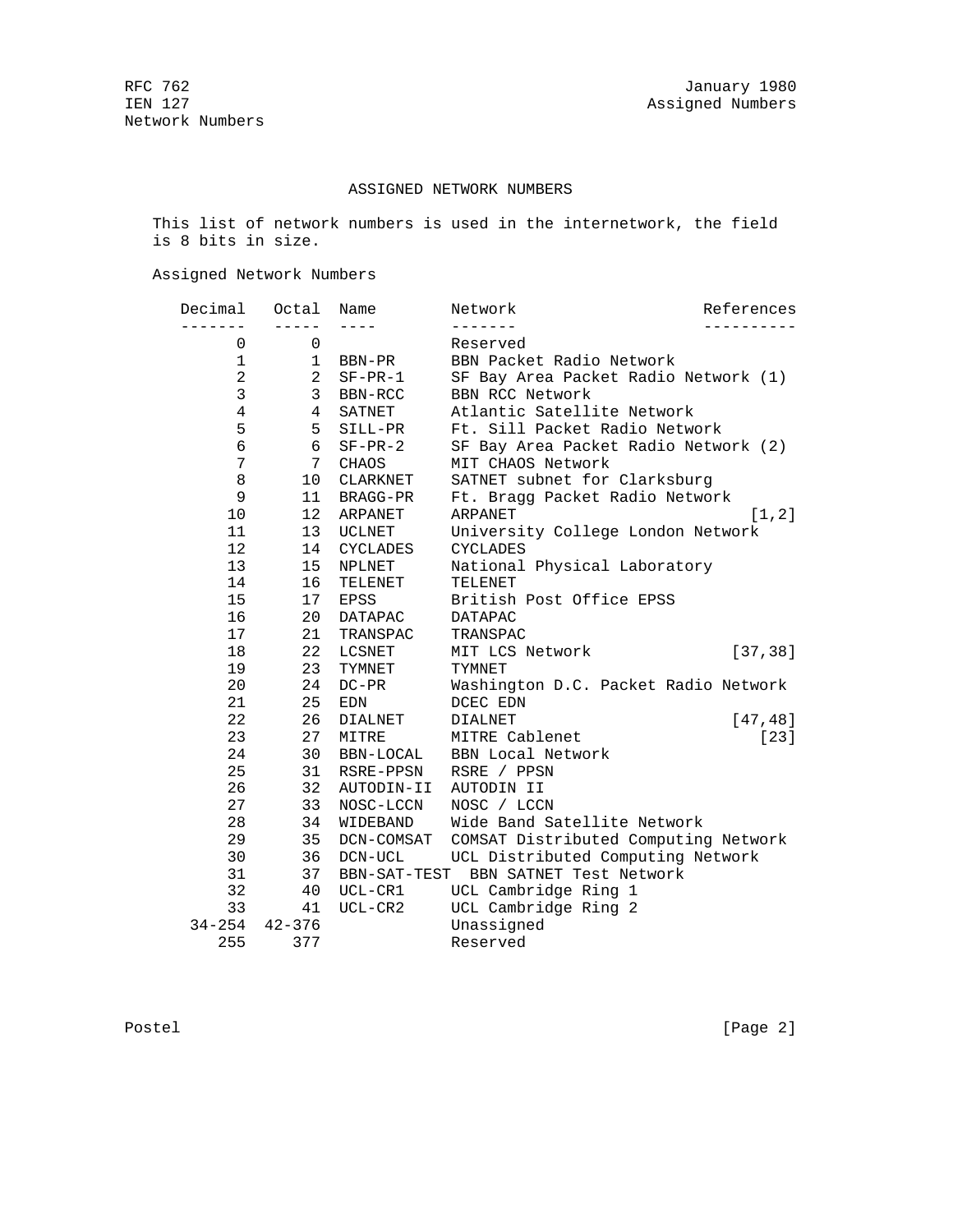## ASSIGNED NETWORK NUMBERS

This list of network numbers is used in the internetwork, the field is 8 bits in size.

Assigned Network Numbers

| Decimal | Octal | Name | Network | References |
|---|---|---|---|---|
| 0 | 0 | | Reserved | |
| 1 | 1 | BBN-PR | BBN Packet Radio Network | |
| 2 | 2 | SF-PR-1 | SF Bay Area Packet Radio Network (1) | |
| 3 | 3 | BBN-RCC | BBN RCC Network | |
| 4 | 4 | SATNET | Atlantic Satellite Network | |
| 5 | 5 | SILL-PR | Ft. Sill Packet Radio Network | |
| 6 | 6 | SF-PR-2 | SF Bay Area Packet Radio Network (2) | |
| 7 | 7 | CHAOS | MIT CHAOS Network | |
| 8 | 10 | CLARKNET | SATNET subnet for Clarksburg | |
| 9 | 11 | BRAGG-PR | Ft. Bragg Packet Radio Network | |
| 10 | 12 | ARPANET | ARPANET | [1,2] |
| 11 | 13 | UCLNET | University College London Network | |
| 12 | 14 | CYCLADES | CYCLADES | |
| 13 | 15 | NPLNET | National Physical Laboratory | |
| 14 | 16 | TELENET | TELENET | |
| 15 | 17 | EPSS | British Post Office EPSS | |
| 16 | 20 | DATAPAC | DATAPAC | |
| 17 | 21 | TRANSPAC | TRANSPAC | |
| 18 | 22 | LCSNET | MIT LCS Network | [37,38] |
| 19 | 23 | TYMNET | TYMNET | |
| 20 | 24 | DC-PR | Washington D.C. Packet Radio Network | |
| 21 | 25 | EDN | DCEC EDN | |
| 22 | 26 | DIALNET | DIALNET | [47,48] |
| 23 | 27 | MITRE | MITRE Cablenet | [23] |
| 24 | 30 | BBN-LOCAL | BBN Local Network | |
| 25 | 31 | RSRE-PPSN | RSRE / PPSN | |
| 26 | 32 | AUTODIN-II | AUTODIN II | |
| 27 | 33 | NOSC-LCCN | NOSC / LCCN | |
| 28 | 34 | WIDEBAND | Wide Band Satellite Network | |
| 29 | 35 | DCN-COMSAT | COMSAT Distributed Computing Network | |
| 30 | 36 | DCN-UCL | UCL Distributed Computing Network | |
| 31 | 37 | BBN-SAT-TEST | BBN SATNET Test Network | |
| 32 | 40 | UCL-CR1 | UCL Cambridge Ring 1 | |
| 33 | 41 | UCL-CR2 | UCL Cambridge Ring 2 | |
| 34-254 | 42-376 | | Unassigned | |
| 255 | 377 | | Reserved | |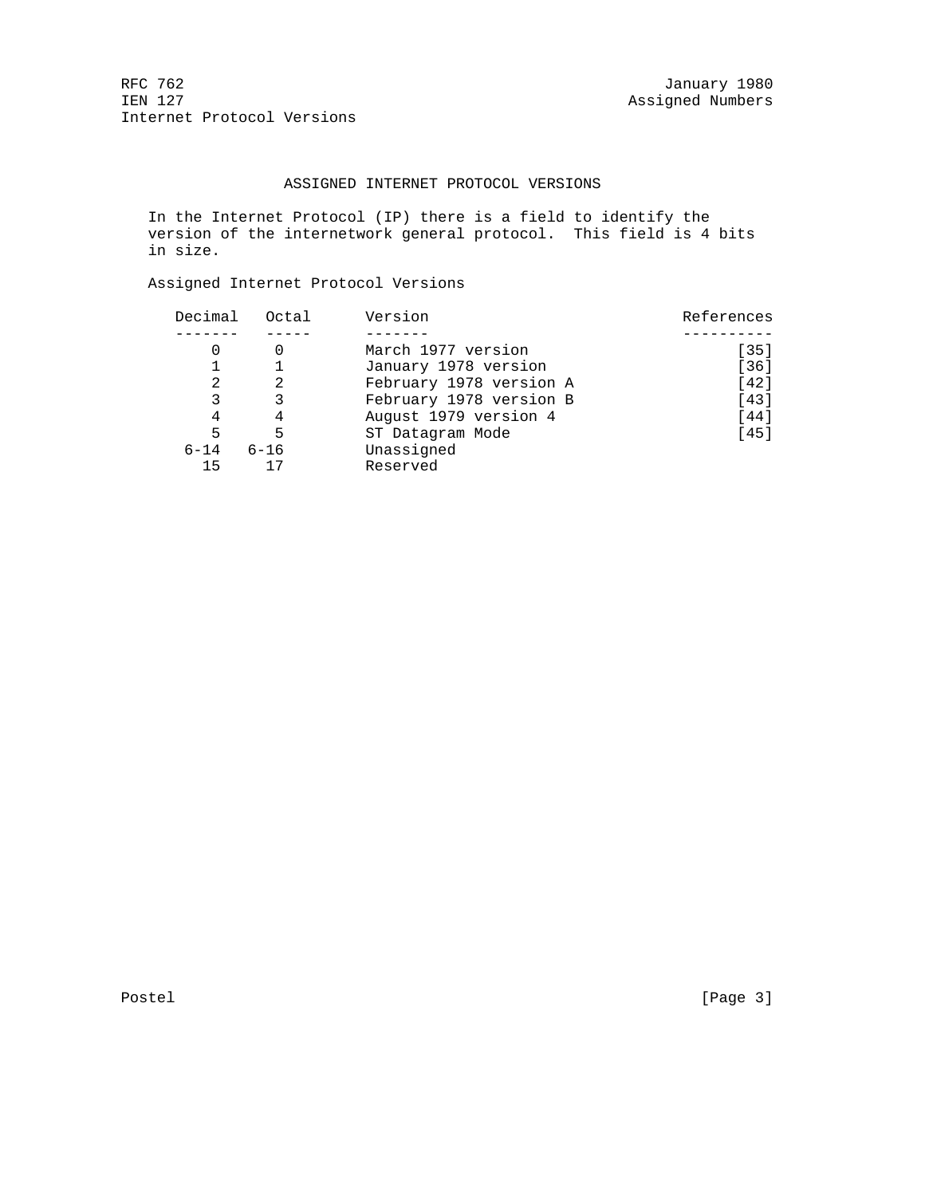## ASSIGNED INTERNET PROTOCOL VERSIONS

In the Internet Protocol (IP) there is a field to identify the version of the internetwork general protocol. This field is 4 bits in size.

Assigned Internet Protocol Versions

| Decimal | Octal | Version | References |
|---|---|---|---|
| 0 | 0 | March 1977 version | [35] |
| 1 | 1 | January 1978 version | [36] |
| 2 | 2 | February 1978 version A | [42] |
| 3 | 3 | February 1978 version B | [43] |
| 4 | 4 | August 1979 version 4 | [44] |
| 5 | 5 | ST Datagram Mode | [45] |
| 6-14 | 6-16 | Unassigned | |
| 15 | 17 | Reserved | |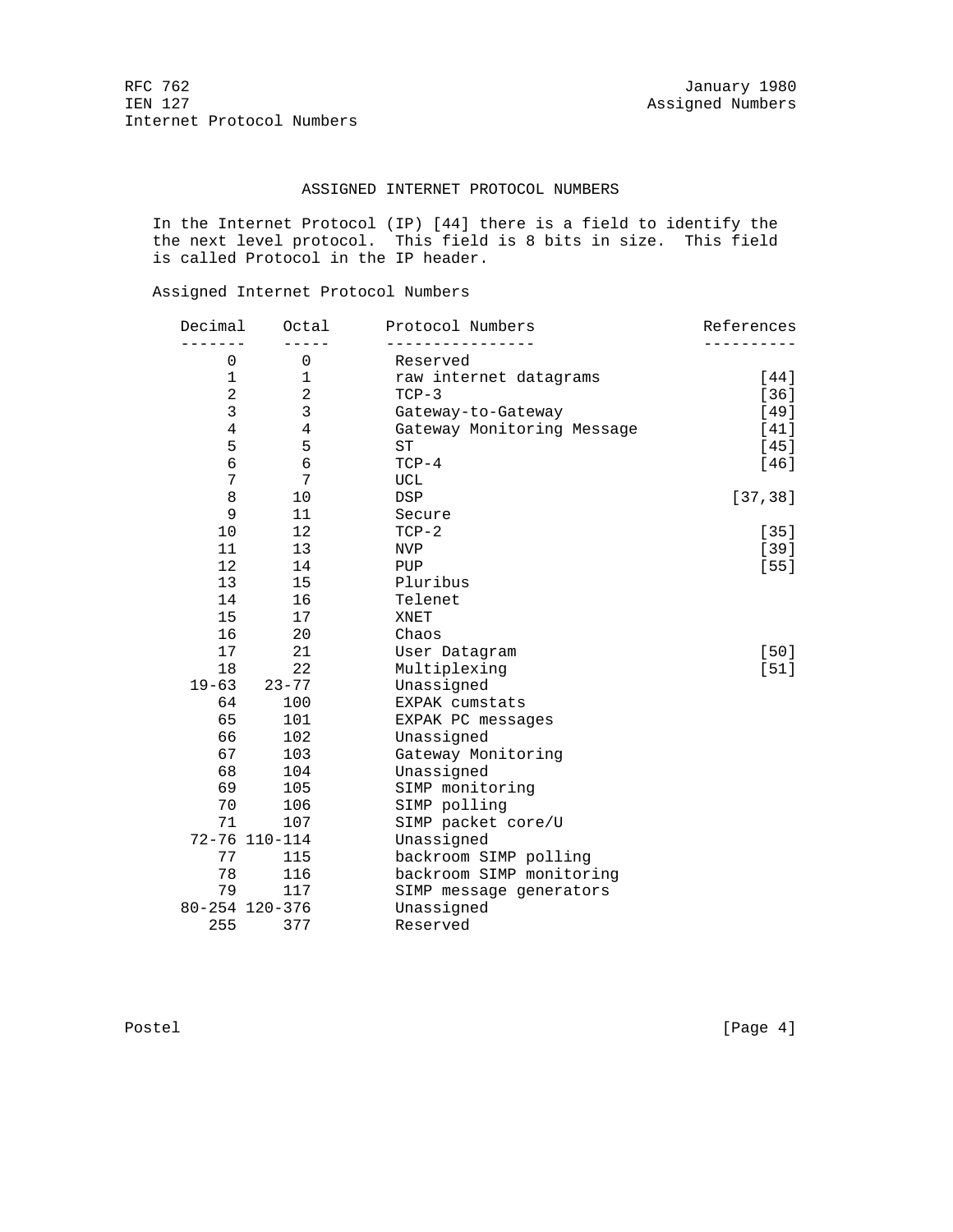## ASSIGNED INTERNET PROTOCOL NUMBERS

In the Internet Protocol (IP) [44] there is a field to identify the the next level protocol. This field is 8 bits in size. This field is called Protocol in the IP header.

Assigned Internet Protocol Numbers

| Decimal | Octal | Protocol Numbers | References |
|---|---|---|---|
| 0 | 0 | Reserved | |
| 1 | 1 | raw internet datagrams | [44] |
| 2 | 2 | TCP-3 | [36] |
| 3 | 3 | Gateway-to-Gateway | [49] |
| 4 | 4 | Gateway Monitoring Message | [41] |
| 5 | 5 | ST | [45] |
| 6 | 6 | TCP-4 | [46] |
| 7 | 7 | UCL | |
| 8 | 10 | DSP | [37,38] |
| 9 | 11 | Secure | |
| 10 | 12 | TCP-2 | [35] |
| 11 | 13 | NVP | [39] |
| 12 | 14 | PUP | [55] |
| 13 | 15 | Pluribus | |
| 14 | 16 | Telenet | |
| 15 | 17 | XNET | |
| 16 | 20 | Chaos | |
| 17 | 21 | User Datagram | [50] |
| 18 | 22 | Multiplexing | [51] |
| 19-63 | 23-77 | Unassigned | |
| 64 | 100 | EXPAK cumstats | |
| 65 | 101 | EXPAK PC messages | |
| 66 | 102 | Unassigned | |
| 67 | 103 | Gateway Monitoring | |
| 68 | 104 | Unassigned | |
| 69 | 105 | SIMP monitoring | |
| 70 | 106 | SIMP polling | |
| 71 | 107 | SIMP packet core/U | |
| 72-76 | 110-114 | Unassigned | |
| 77 | 115 | backroom SIMP polling | |
| 78 | 116 | backroom SIMP monitoring | |
| 79 | 117 | SIMP message generators | |
| 80-254 | 120-376 | Unassigned | |
| 255 | 377 | Reserved | |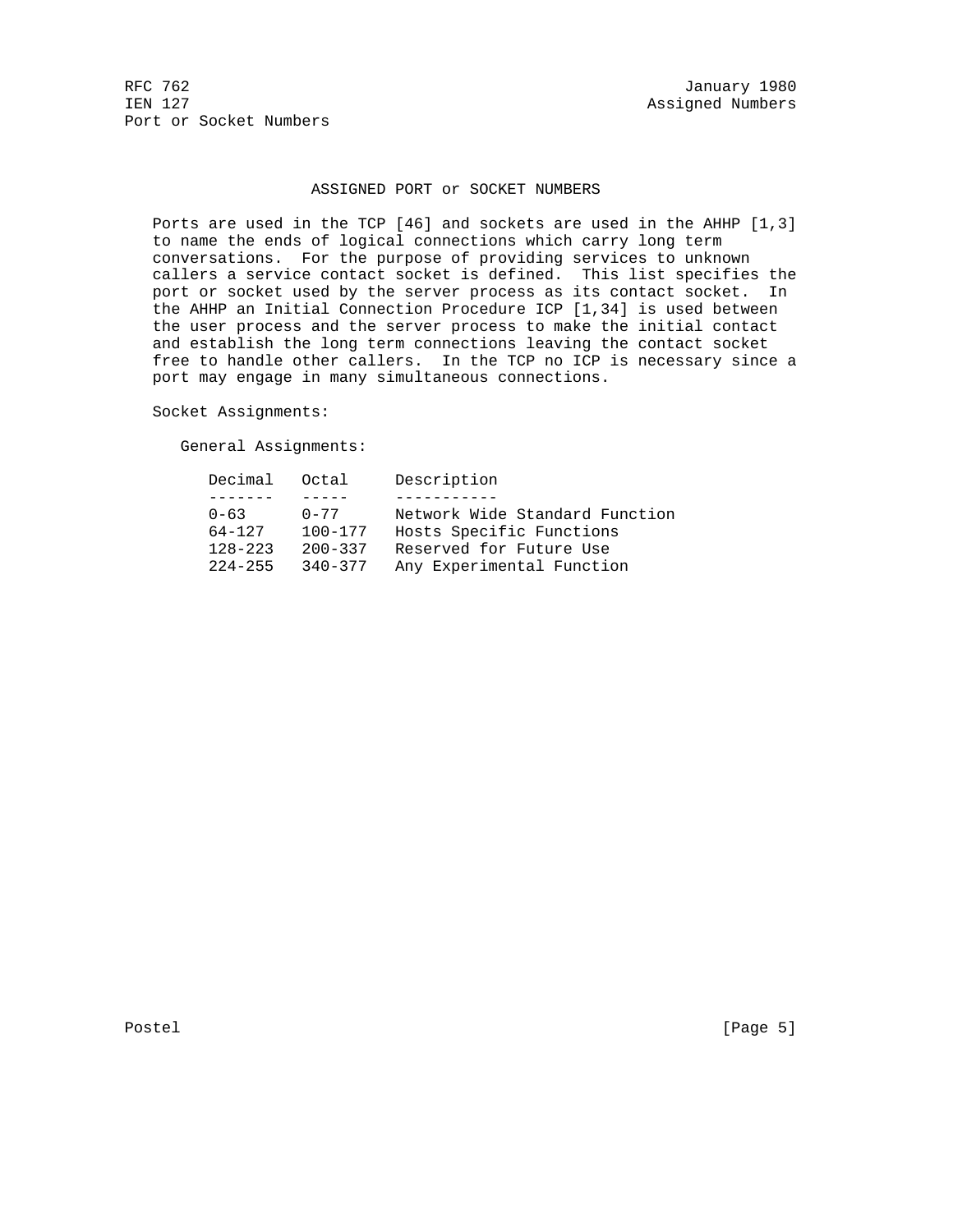## ASSIGNED PORT or SOCKET NUMBERS

Ports are used in the TCP [46] and sockets are used in the AHHP [1,3] to name the ends of logical connections which carry long term conversations. For the purpose of providing services to unknown callers a service contact socket is defined. This list specifies the port or socket used by the server process as its contact socket. In the AHHP an Initial Connection Procedure ICP [1,34] is used between the user process and the server process to make the initial contact and establish the long term connections leaving the contact socket free to handle other callers. In the TCP no ICP is necessary since a port may engage in many simultaneous connections.

Socket Assignments:

General Assignments:

| Decimal | Octal | Description |
|---|---|---|
| 0-63 | 0-77 | Network Wide Standard Function |
| 64-127 | 100-177 | Hosts Specific Functions |
| 128-223 | 200-337 | Reserved for Future Use |
| 224-255 | 340-377 | Any Experimental Function |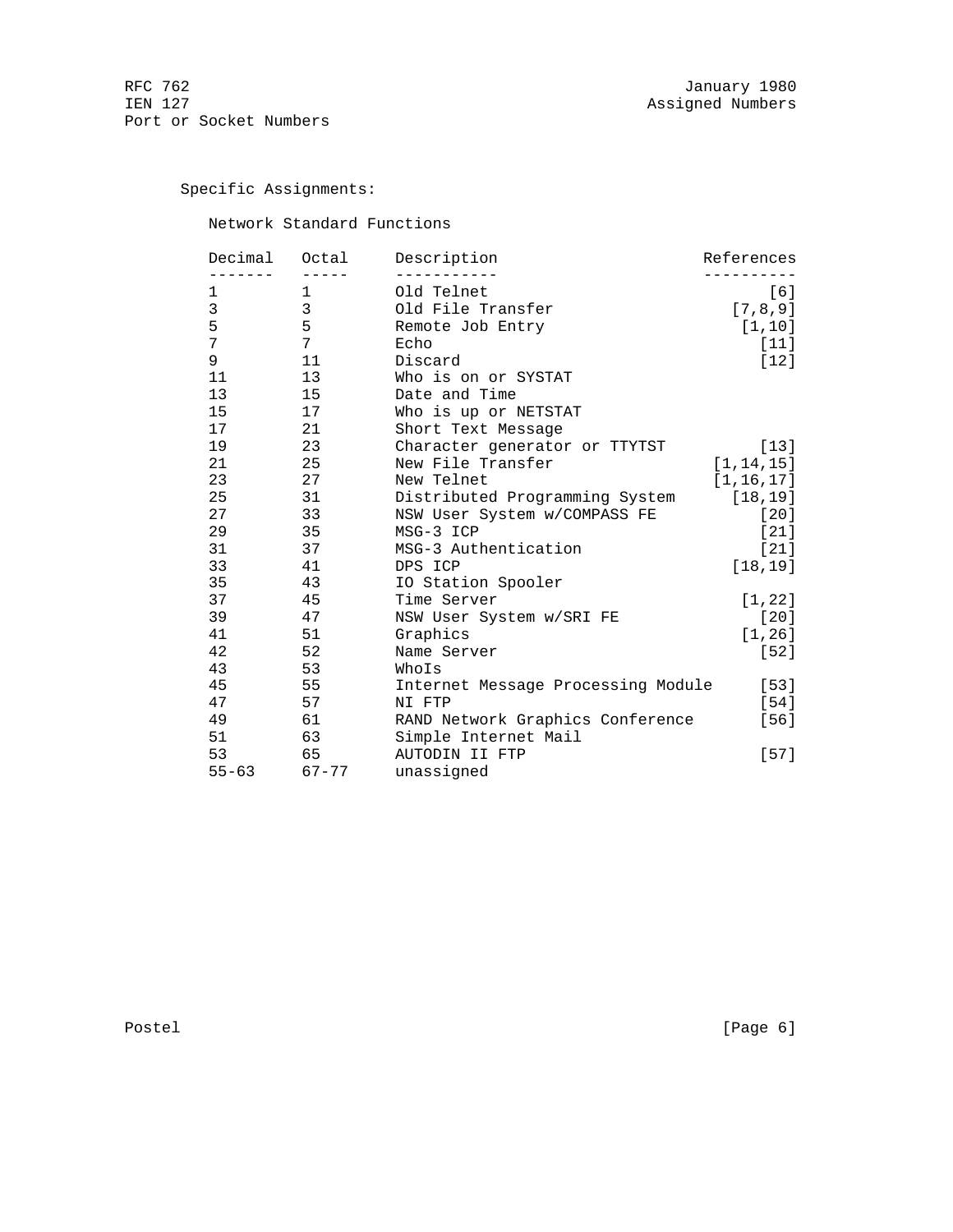Specific Assignments:

Network Standard Functions

| Decimal | Octal | Description | References |
| --- | --- | --- | --- |
| 1 | 1 | Old Telnet | [6] |
| 3 | 3 | Old File Transfer | [7,8,9] |
| 5 | 5 | Remote Job Entry | [1,10] |
| 7 | 7 | Echo | [11] |
| 9 | 11 | Discard | [12] |
| 11 | 13 | Who is on or SYSTAT | |
| 13 | 15 | Date and Time | |
| 15 | 17 | Who is up or NETSTAT | |
| 17 | 21 | Short Text Message | |
| 19 | 23 | Character generator or TTYTST | [13] |
| 21 | 25 | New File Transfer | [1,14,15] |
| 23 | 27 | New Telnet | [1,16,17] |
| 25 | 31 | Distributed Programming System | [18,19] |
| 27 | 33 | NSW User System w/COMPASS FE | [20] |
| 29 | 35 | MSG-3 ICP | [21] |
| 31 | 37 | MSG-3 Authentication | [21] |
| 33 | 41 | DPS ICP | [18,19] |
| 35 | 43 | IO Station Spooler | |
| 37 | 45 | Time Server | [1,22] |
| 39 | 47 | NSW User System w/SRI FE | [20] |
| 41 | 51 | Graphics | [1,26] |
| 42 | 52 | Name Server | [52] |
| 43 | 53 | WhoIs | |
| 45 | 55 | Internet Message Processing Module | [53] |
| 47 | 57 | NI FTP | [54] |
| 49 | 61 | RAND Network Graphics Conference | [56] |
| 51 | 63 | Simple Internet Mail | |
| 53 | 65 | AUTODIN II FTP | [57] |
| 55-63 | 67-77 | unassigned | |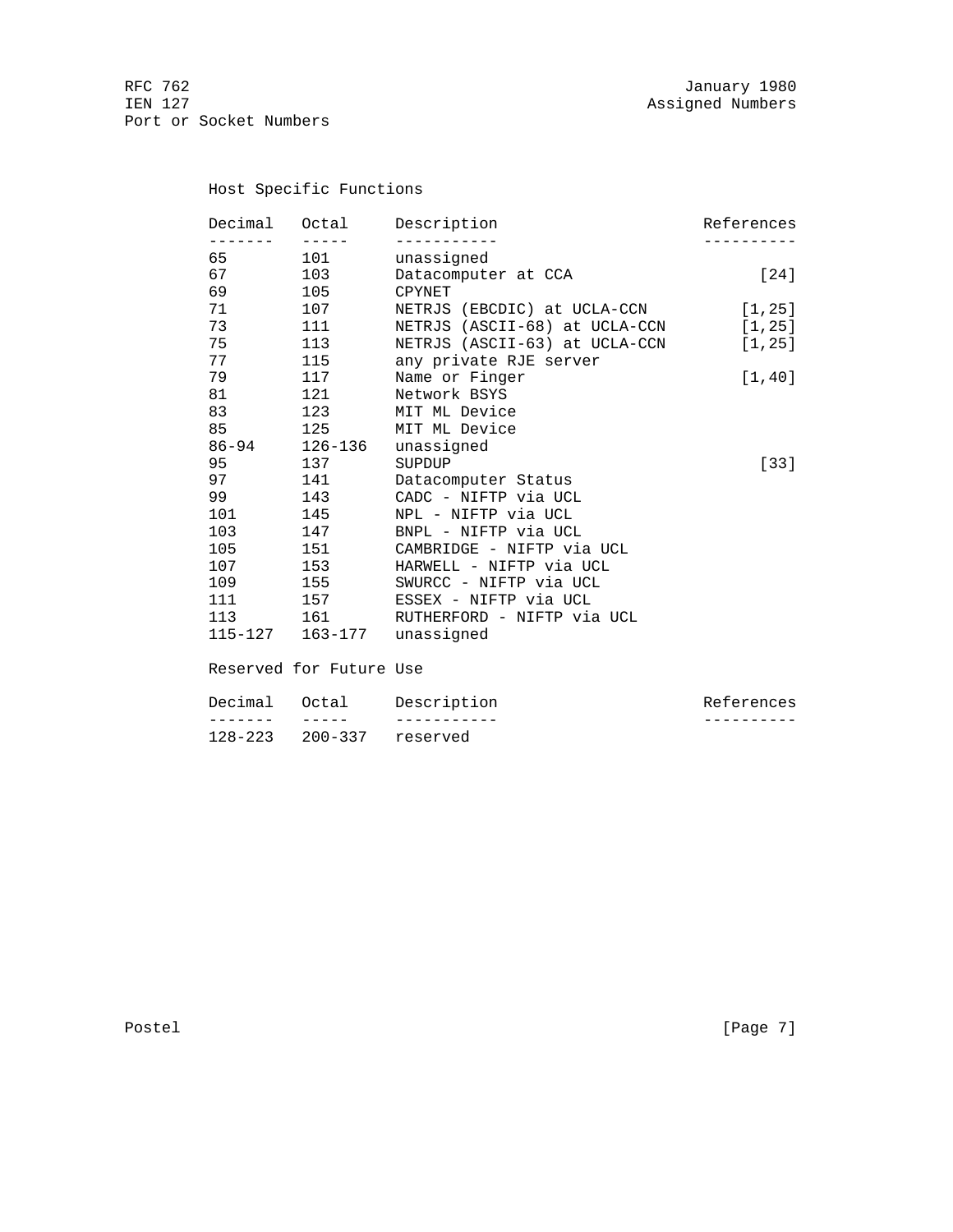Host Specific Functions

| Decimal | Octal | Description | References |
| --- | --- | --- | --- |
| 65 | 101 | unassigned | |
| 67 | 103 | Datacomputer at CCA | [24] |
| 69 | 105 | CPYNET | |
| 71 | 107 | NETRJS (EBCDIC) at UCLA-CCN | [1,25] |
| 73 | 111 | NETRJS (ASCII-68) at UCLA-CCN | [1,25] |
| 75 | 113 | NETRJS (ASCII-63) at UCLA-CCN | [1,25] |
| 77 | 115 | any private RJE server | |
| 79 | 117 | Name or Finger | [1,40] |
| 81 | 121 | Network BSYS | |
| 83 | 123 | MIT ML Device | |
| 85 | 125 | MIT ML Device | |
| 86-94 | 126-136 | unassigned | |
| 95 | 137 | SUPDUP | [33] |
| 97 | 141 | Datacomputer Status | |
| 99 | 143 | CADC - NIFTP via UCL | |
| 101 | 145 | NPL - NIFTP via UCL | |
| 103 | 147 | BNPL - NIFTP via UCL | |
| 105 | 151 | CAMBRIDGE - NIFTP via UCL | |
| 107 | 153 | HARWELL - NIFTP via UCL | |
| 109 | 155 | SWURCC - NIFTP via UCL | |
| 111 | 157 | ESSEX - NIFTP via UCL | |
| 113 | 161 | RUTHERFORD - NIFTP via UCL | |
| 115-127 | 163-177 | unassigned | |

Reserved for Future Use

| Decimal | Octal | Description | References |
| --- | --- | --- | --- |
| 128-223 | 200-337 | reserved | |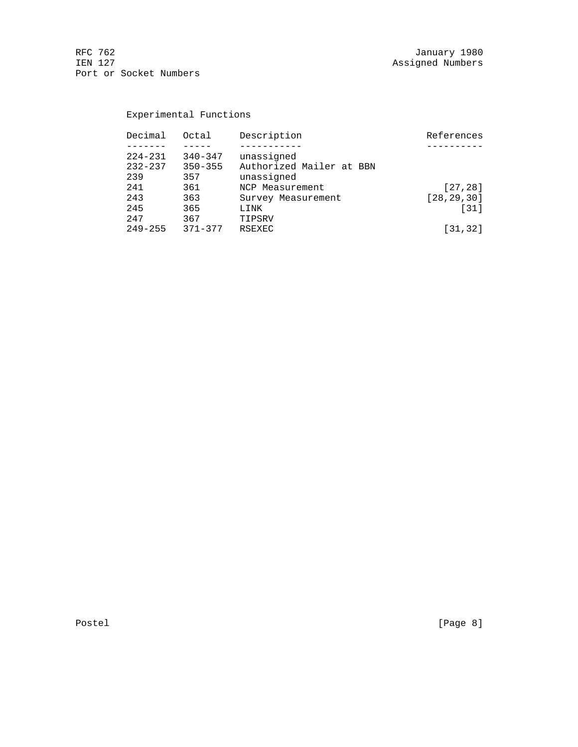Experimental Functions

| Decimal | Octal | Description | References |
|---|---|---|---|
| 224-231 | 340-347 | unassigned | |
| 232-237 | 350-355 | Authorized Mailer at BBN | |
| 239 | 357 | unassigned | |
| 241 | 361 | NCP Measurement | [27,28] |
| 243 | 363 | Survey Measurement | [28,29,30] |
| 245 | 365 | LINK | [31] |
| 247 | 367 | TIPSRV | |
| 249-255 | 371-377 | RSEXEC | [31,32] |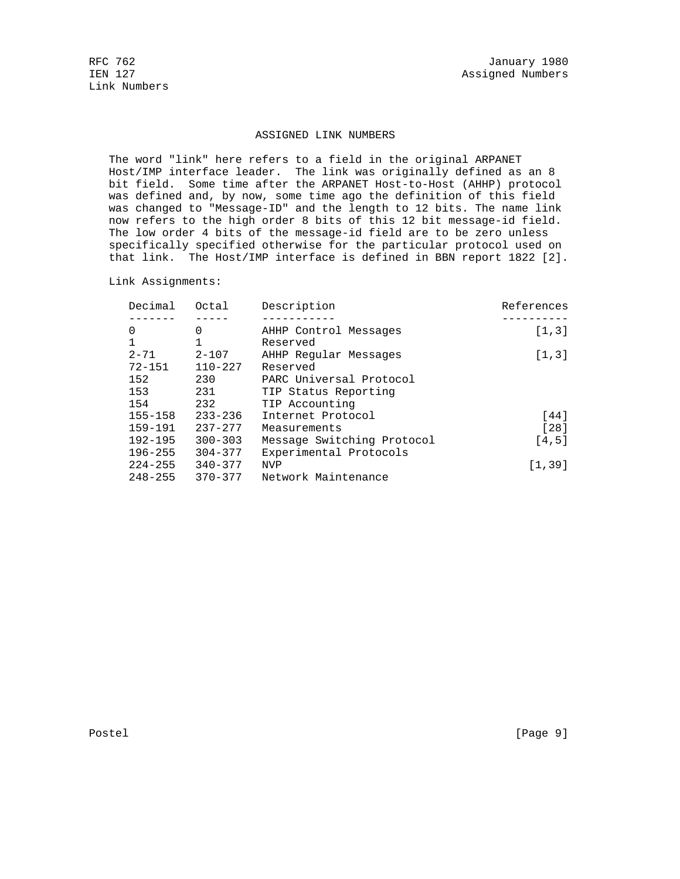## ASSIGNED LINK NUMBERS

The word "link" here refers to a field in the original ARPANET Host/IMP interface leader. The link was originally defined as an 8 bit field. Some time after the ARPANET Host-to-Host (AHHP) protocol was defined and, by now, some time ago the definition of this field was changed to "Message-ID" and the length to 12 bits. The name link now refers to the high order 8 bits of this 12 bit message-id field. The low order 4 bits of the message-id field are to be zero unless specifically specified otherwise for the particular protocol used on that link. The Host/IMP interface is defined in BBN report 1822 [2].

Link Assignments:

| Decimal | Octal | Description | References |
|---|---|---|---|
| 0 | 0 | AHHP Control Messages | [1,3] |
| 1 | 1 | Reserved | |
| 2-71 | 2-107 | AHHP Regular Messages | [1,3] |
| 72-151 | 110-227 | Reserved | |
| 152 | 230 | PARC Universal Protocol | |
| 153 | 231 | TIP Status Reporting | |
| 154 | 232 | TIP Accounting | |
| 155-158 | 233-236 | Internet Protocol | [44] |
| 159-191 | 237-277 | Measurements | [28] |
| 192-195 | 300-303 | Message Switching Protocol | [4,5] |
| 196-255 | 304-377 | Experimental Protocols | |
| 224-255 | 340-377 | NVP | [1,39] |
| 248-255 | 370-377 | Network Maintenance | |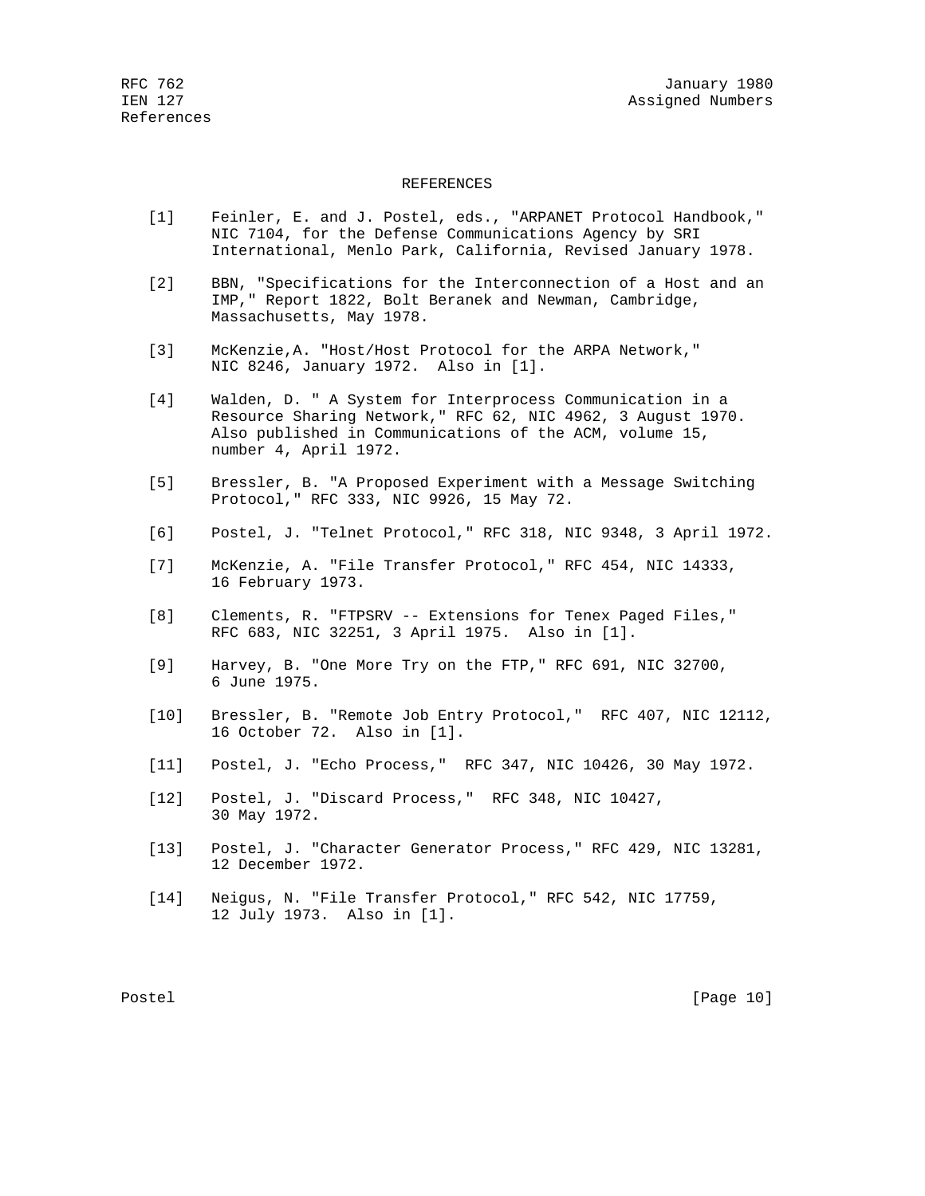## REFERENCES

[1] Feinler, E. and J. Postel, eds., "ARPANET Protocol Handbook," NIC 7104, for the Defense Communications Agency by SRI International, Menlo Park, California, Revised January 1978.

[2] BBN, "Specifications for the Interconnection of a Host and an IMP," Report 1822, Bolt Beranek and Newman, Cambridge, Massachusetts, May 1978.

[3] McKenzie,A. "Host/Host Protocol for the ARPA Network," NIC 8246, January 1972. Also in [1].

[4] Walden, D. " A System for Interprocess Communication in a Resource Sharing Network," RFC 62, NIC 4962, 3 August 1970. Also published in Communications of the ACM, volume 15, number 4, April 1972.

[5] Bressler, B. "A Proposed Experiment with a Message Switching Protocol," RFC 333, NIC 9926, 15 May 72.

[6] Postel, J. "Telnet Protocol," RFC 318, NIC 9348, 3 April 1972.

[7] McKenzie, A. "File Transfer Protocol," RFC 454, NIC 14333, 16 February 1973.

[8] Clements, R. "FTPSRV -- Extensions for Tenex Paged Files," RFC 683, NIC 32251, 3 April 1975. Also in [1].

[9] Harvey, B. "One More Try on the FTP," RFC 691, NIC 32700, 6 June 1975.

[10] Bressler, B. "Remote Job Entry Protocol," RFC 407, NIC 12112, 16 October 72. Also in [1].

[11] Postel, J. "Echo Process," RFC 347, NIC 10426, 30 May 1972.

[12] Postel, J. "Discard Process," RFC 348, NIC 10427, 30 May 1972.

[13] Postel, J. "Character Generator Process," RFC 429, NIC 13281, 12 December 1972.

[14] Neigus, N. "File Transfer Protocol," RFC 542, NIC 17759, 12 July 1973. Also in [1].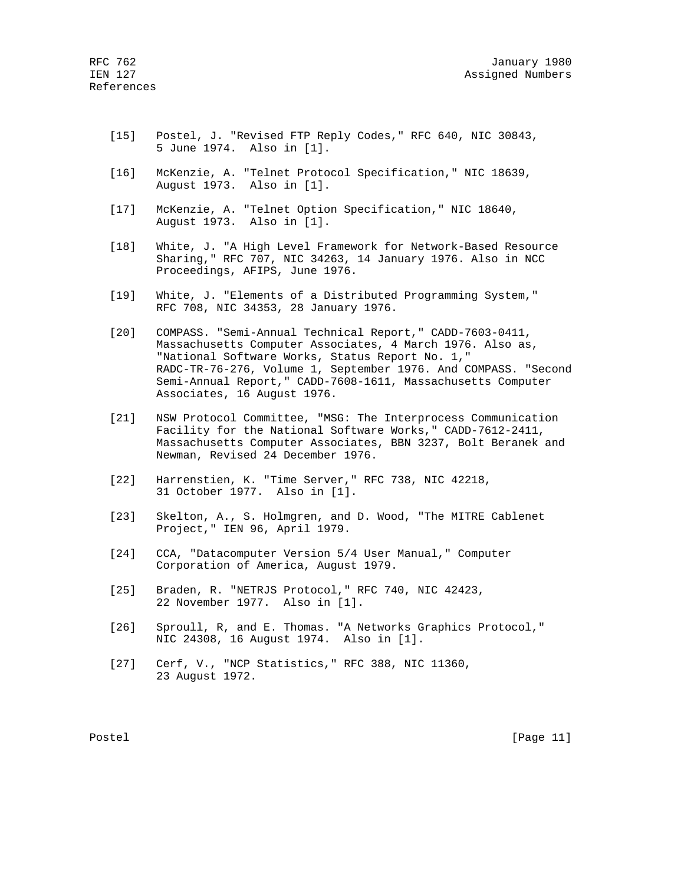[15] Postel, J. "Revised FTP Reply Codes," RFC 640, NIC 30843, 5 June 1974. Also in [1].

[16] McKenzie, A. "Telnet Protocol Specification," NIC 18639, August 1973. Also in [1].

[17] McKenzie, A. "Telnet Option Specification," NIC 18640, August 1973. Also in [1].

[18] White, J. "A High Level Framework for Network-Based Resource Sharing," RFC 707, NIC 34263, 14 January 1976. Also in NCC Proceedings, AFIPS, June 1976.

[19] White, J. "Elements of a Distributed Programming System," RFC 708, NIC 34353, 28 January 1976.

[20] COMPASS. "Semi-Annual Technical Report," CADD-7603-0411, Massachusetts Computer Associates, 4 March 1976. Also as, "National Software Works, Status Report No. 1," RADC-TR-76-276, Volume 1, September 1976. And COMPASS. "Second Semi-Annual Report," CADD-7608-1611, Massachusetts Computer Associates, 16 August 1976.

[21] NSW Protocol Committee, "MSG: The Interprocess Communication Facility for the National Software Works," CADD-7612-2411, Massachusetts Computer Associates, BBN 3237, Bolt Beranek and Newman, Revised 24 December 1976.

[22] Harrenstien, K. "Time Server," RFC 738, NIC 42218, 31 October 1977. Also in [1].

[23] Skelton, A., S. Holmgren, and D. Wood, "The MITRE Cablenet Project," IEN 96, April 1979.

[24] CCA, "Datacomputer Version 5/4 User Manual," Computer Corporation of America, August 1979.

[25] Braden, R. "NETRJS Protocol," RFC 740, NIC 42423, 22 November 1977. Also in [1].

[26] Sproull, R, and E. Thomas. "A Networks Graphics Protocol," NIC 24308, 16 August 1974. Also in [1].

[27] Cerf, V., "NCP Statistics," RFC 388, NIC 11360, 23 August 1972.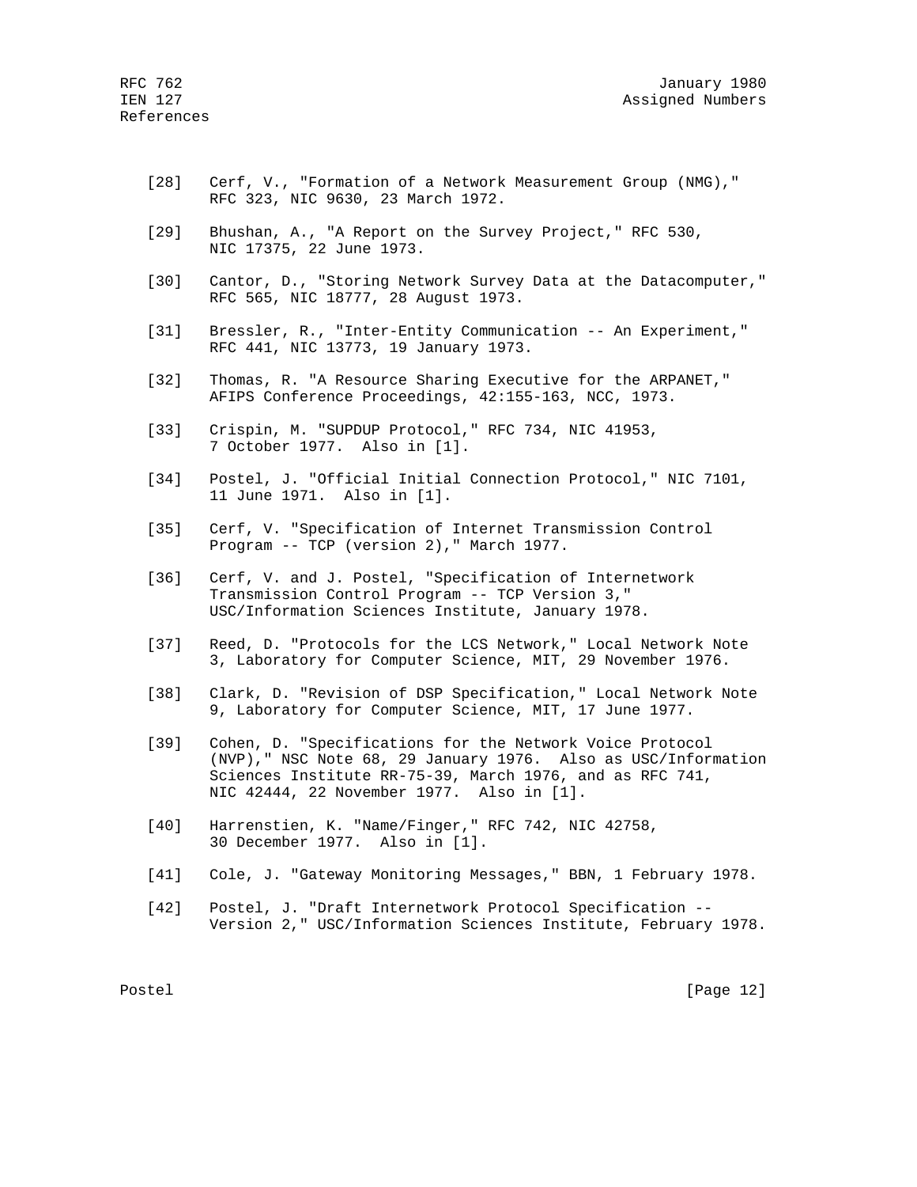[28] Cerf, V., "Formation of a Network Measurement Group (NMG)," RFC 323, NIC 9630, 23 March 1972.

[29] Bhushan, A., "A Report on the Survey Project," RFC 530, NIC 17375, 22 June 1973.

[30] Cantor, D., "Storing Network Survey Data at the Datacomputer," RFC 565, NIC 18777, 28 August 1973.

[31] Bressler, R., "Inter-Entity Communication -- An Experiment," RFC 441, NIC 13773, 19 January 1973.

[32] Thomas, R. "A Resource Sharing Executive for the ARPANET," AFIPS Conference Proceedings, 42:155-163, NCC, 1973.

[33] Crispin, M. "SUPDUP Protocol," RFC 734, NIC 41953, 7 October 1977. Also in [1].

[34] Postel, J. "Official Initial Connection Protocol," NIC 7101, 11 June 1971. Also in [1].

[35] Cerf, V. "Specification of Internet Transmission Control Program -- TCP (version 2)," March 1977.

[36] Cerf, V. and J. Postel, "Specification of Internetwork Transmission Control Program -- TCP Version 3," USC/Information Sciences Institute, January 1978.

[37] Reed, D. "Protocols for the LCS Network," Local Network Note 3, Laboratory for Computer Science, MIT, 29 November 1976.

[38] Clark, D. "Revision of DSP Specification," Local Network Note 9, Laboratory for Computer Science, MIT, 17 June 1977.

[39] Cohen, D. "Specifications for the Network Voice Protocol (NVP)," NSC Note 68, 29 January 1976. Also as USC/Information Sciences Institute RR-75-39, March 1976, and as RFC 741, NIC 42444, 22 November 1977. Also in [1].

[40] Harrenstien, K. "Name/Finger," RFC 742, NIC 42758, 30 December 1977. Also in [1].

[41] Cole, J. "Gateway Monitoring Messages," BBN, 1 February 1978.

[42] Postel, J. "Draft Internetwork Protocol Specification -- Version 2," USC/Information Sciences Institute, February 1978.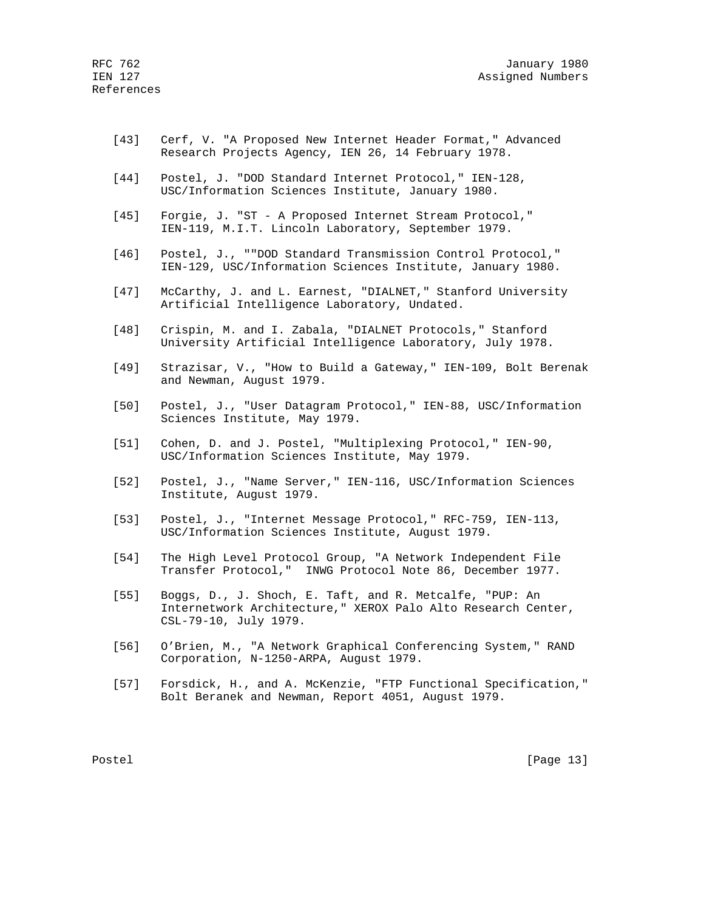[43] Cerf, V. "A Proposed New Internet Header Format," Advanced Research Projects Agency, IEN 26, 14 February 1978.

[44] Postel, J. "DOD Standard Internet Protocol," IEN-128, USC/Information Sciences Institute, January 1980.

[45] Forgie, J. "ST - A Proposed Internet Stream Protocol," IEN-119, M.I.T. Lincoln Laboratory, September 1979.

[46] Postel, J., ""DOD Standard Transmission Control Protocol," IEN-129, USC/Information Sciences Institute, January 1980.

[47] McCarthy, J. and L. Earnest, "DIALNET," Stanford University Artificial Intelligence Laboratory, Undated.

[48] Crispin, M. and I. Zabala, "DIALNET Protocols," Stanford University Artificial Intelligence Laboratory, July 1978.

[49] Strazisar, V., "How to Build a Gateway," IEN-109, Bolt Berenak and Newman, August 1979.

[50] Postel, J., "User Datagram Protocol," IEN-88, USC/Information Sciences Institute, May 1979.

[51] Cohen, D. and J. Postel, "Multiplexing Protocol," IEN-90, USC/Information Sciences Institute, May 1979.

[52] Postel, J., "Name Server," IEN-116, USC/Information Sciences Institute, August 1979.

[53] Postel, J., "Internet Message Protocol," RFC-759, IEN-113, USC/Information Sciences Institute, August 1979.

[54] The High Level Protocol Group, "A Network Independent File Transfer Protocol," INWG Protocol Note 86, December 1977.

[55] Boggs, D., J. Shoch, E. Taft, and R. Metcalfe, "PUP: An Internetwork Architecture," XEROX Palo Alto Research Center, CSL-79-10, July 1979.

[56] O’Brien, M., "A Network Graphical Conferencing System," RAND Corporation, N-1250-ARPA, August 1979.

[57] Forsdick, H., and A. McKenzie, "FTP Functional Specification," Bolt Beranek and Newman, Report 4051, August 1979.